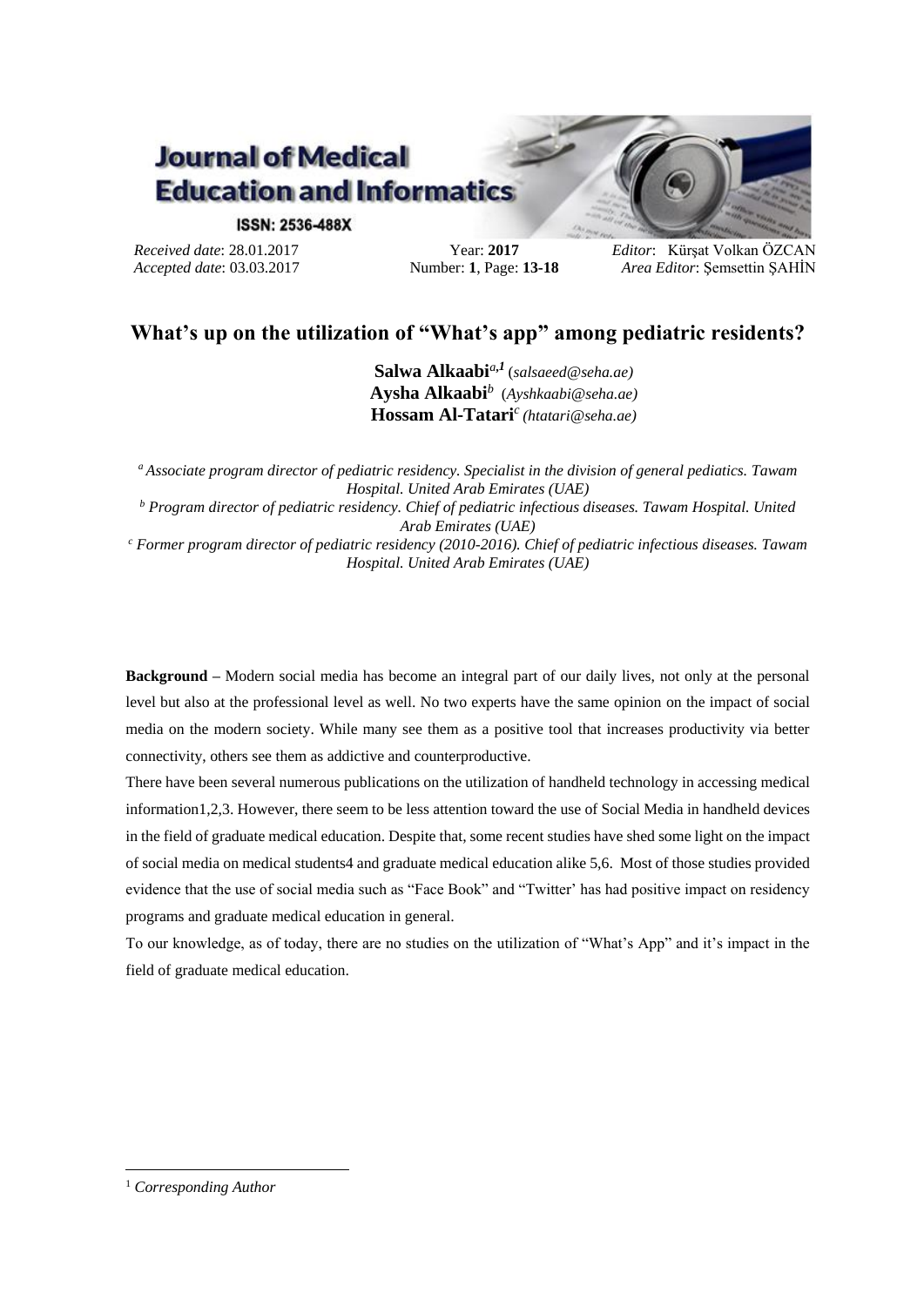**Journal of Medical Education and Informatics**

**ISSN: 2536-488X**

*Received date*: 28.01.2017
*Accepted date*: 03.03.2017

Year: **2017**
Number: **1**, Page: **13-18**

*Editor*: Kürşat Volkan ÖZCAN
*Area Editor*: Şemsettin ŞAHİN

# What's up on the utilization of "What's app" among pediatric residents?

**Salwa Alkaabi**[a,1] (*salsaeed@seha.ae*)
**Aysha Alkaabi**[b] (*Ayshkaabi@seha.ae*)
**Hossam Al-Tatari**[c] (*htatari@seha.ae*)

[a] *Associate program director of pediatric residency. Specialist in the division of general pediatrics. Tawam Hospital. United Arab Emirates (UAE)*
[b] *Program director of pediatric residency. Chief of pediatric infectious diseases. Tawam Hospital. United Arab Emirates (UAE)*
[c] *Former program director of pediatric residency (2010-2016). Chief of pediatric infectious diseases. Tawam Hospital. United Arab Emirates (UAE)*

**Background –** Modern social media has become an integral part of our daily lives, not only at the personal level but also at the professional level as well. No two experts have the same opinion on the impact of social media on the modern society. While many see them as a positive tool that increases productivity via better connectivity, others see them as addictive and counterproductive.

There have been several numerous publications on the utilization of handheld technology in accessing medical information1,2,3. However, there seem to be less attention toward the use of Social Media in handheld devices in the field of graduate medical education. Despite that, some recent studies have shed some light on the impact of social media on medical students4 and graduate medical education alike 5,6. Most of those studies provided evidence that the use of social media such as "Face Book" and "Twitter' has had positive impact on residency programs and graduate medical education in general.

To our knowledge, as of today, there are no studies on the utilization of "What's App" and it's impact in the field of graduate medical education.

---

[1] *Corresponding Author*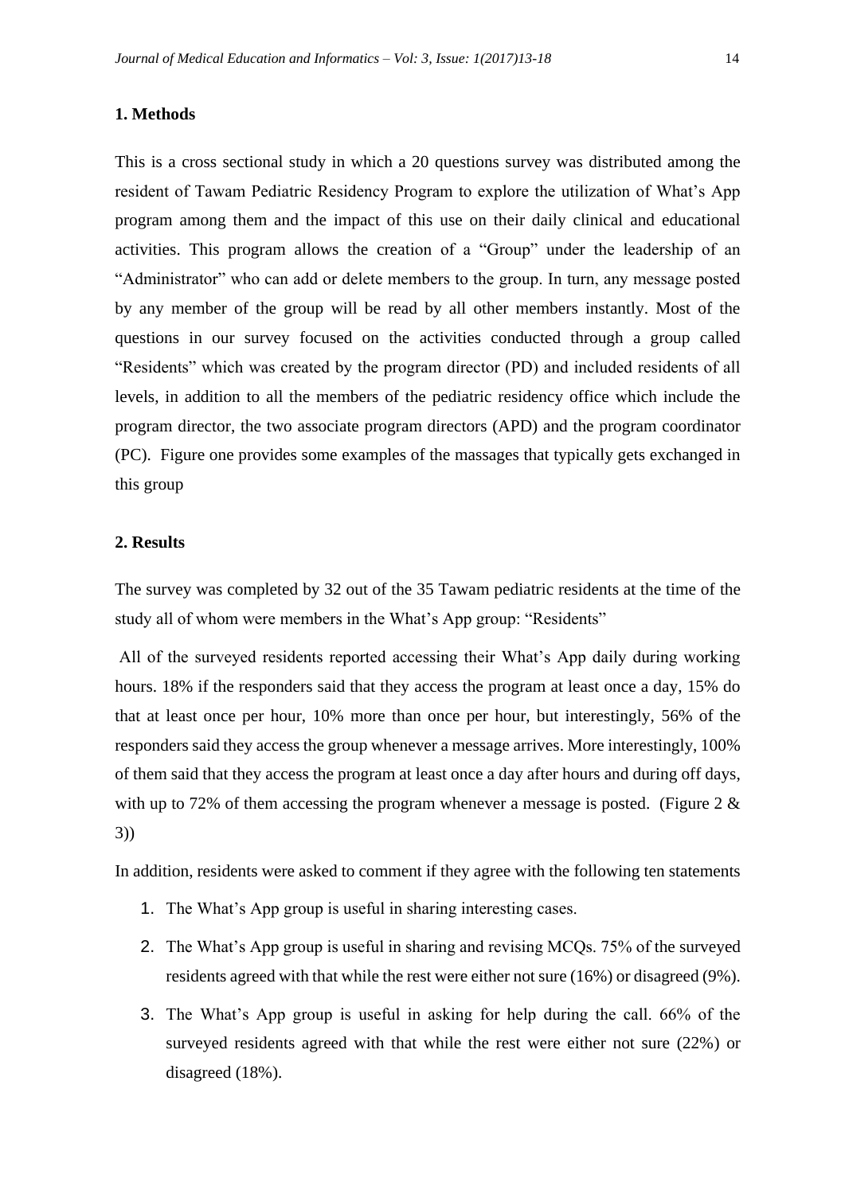## 1. Methods

This is a cross sectional study in which a 20 questions survey was distributed among the resident of Tawam Pediatric Residency Program to explore the utilization of What's App program among them and the impact of this use on their daily clinical and educational activities. This program allows the creation of a "Group" under the leadership of an "Administrator" who can add or delete members to the group. In turn, any message posted by any member of the group will be read by all other members instantly. Most of the questions in our survey focused on the activities conducted through a group called "Residents" which was created by the program director (PD) and included residents of all levels, in addition to all the members of the pediatric residency office which include the program director, the two associate program directors (APD) and the program coordinator (PC). Figure one provides some examples of the massages that typically gets exchanged in this group

## 2. Results

The survey was completed by 32 out of the 35 Tawam pediatric residents at the time of the study all of whom were members in the What's App group: "Residents"

All of the surveyed residents reported accessing their What's App daily during working hours. 18% if the responders said that they access the program at least once a day, 15% do that at least once per hour, 10% more than once per hour, but interestingly, 56% of the responders said they access the group whenever a message arrives. More interestingly, 100% of them said that they access the program at least once a day after hours and during off days, with up to 72% of them accessing the program whenever a message is posted. (Figure 2 & 3))

In addition, residents were asked to comment if they agree with the following ten statements

1. The What's App group is useful in sharing interesting cases.
2. The What's App group is useful in sharing and revising MCQs. 75% of the surveyed residents agreed with that while the rest were either not sure (16%) or disagreed (9%).
3. The What's App group is useful in asking for help during the call. 66% of the surveyed residents agreed with that while the rest were either not sure (22%) or disagreed (18%).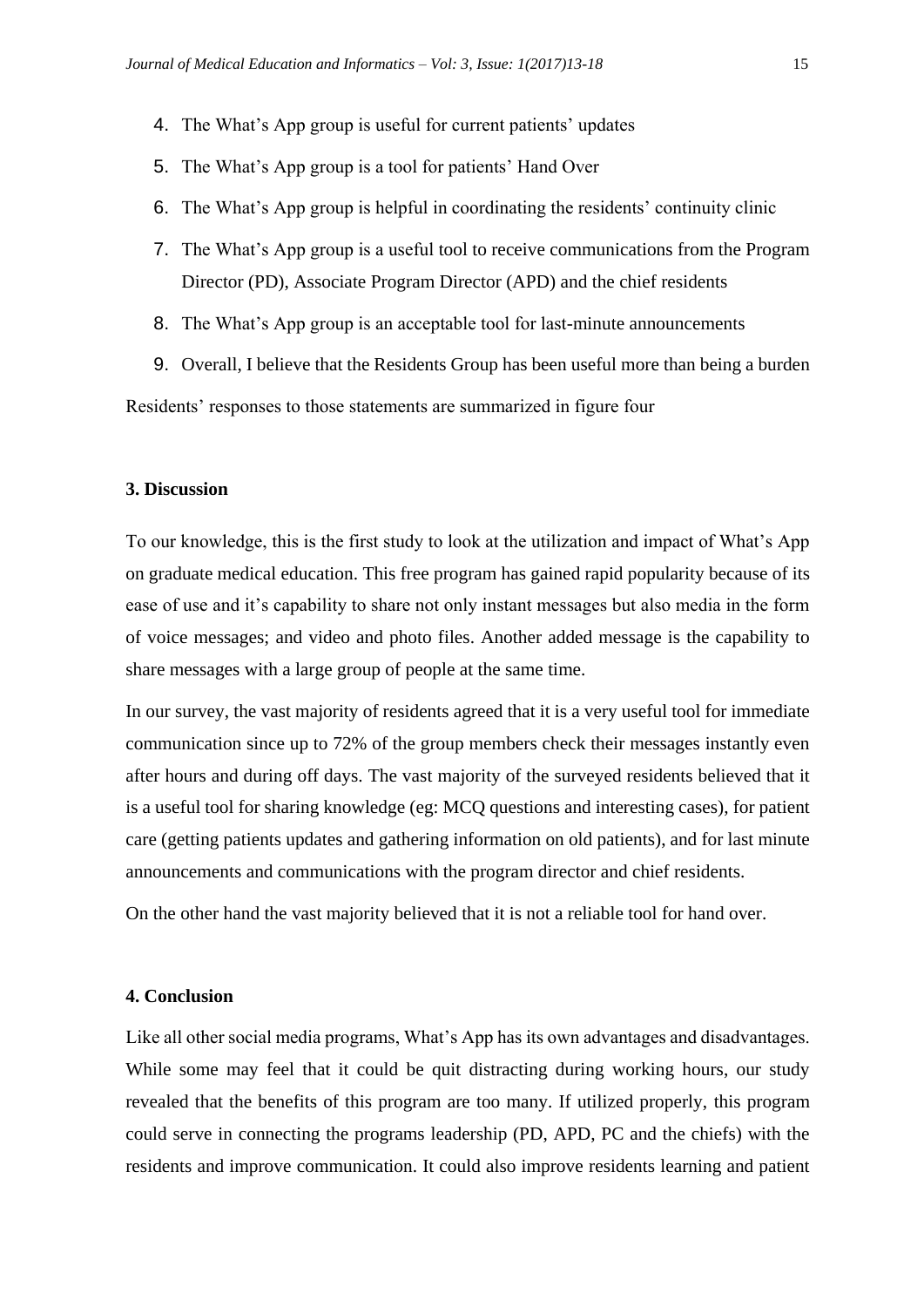4. The What's App group is useful for current patients' updates
5. The What's App group is a tool for patients' Hand Over
6. The What's App group is helpful in coordinating the residents' continuity clinic
7. The What's App group is a useful tool to receive communications from the Program Director (PD), Associate Program Director (APD) and the chief residents
8. The What's App group is an acceptable tool for last-minute announcements
9. Overall, I believe that the Residents Group has been useful more than being a burden

Residents' responses to those statements are summarized in figure four

## 3. Discussion

To our knowledge, this is the first study to look at the utilization and impact of What's App on graduate medical education. This free program has gained rapid popularity because of its ease of use and it's capability to share not only instant messages but also media in the form of voice messages; and video and photo files. Another added message is the capability to share messages with a large group of people at the same time.

In our survey, the vast majority of residents agreed that it is a very useful tool for immediate communication since up to 72% of the group members check their messages instantly even after hours and during off days. The vast majority of the surveyed residents believed that it is a useful tool for sharing knowledge (eg: MCQ questions and interesting cases), for patient care (getting patients updates and gathering information on old patients), and for last minute announcements and communications with the program director and chief residents.

On the other hand the vast majority believed that it is not a reliable tool for hand over.

## 4. Conclusion

Like all other social media programs, What's App has its own advantages and disadvantages. While some may feel that it could be quit distracting during working hours, our study revealed that the benefits of this program are too many. If utilized properly, this program could serve in connecting the programs leadership (PD, APD, PC and the chiefs) with the residents and improve communication. It could also improve residents learning and patient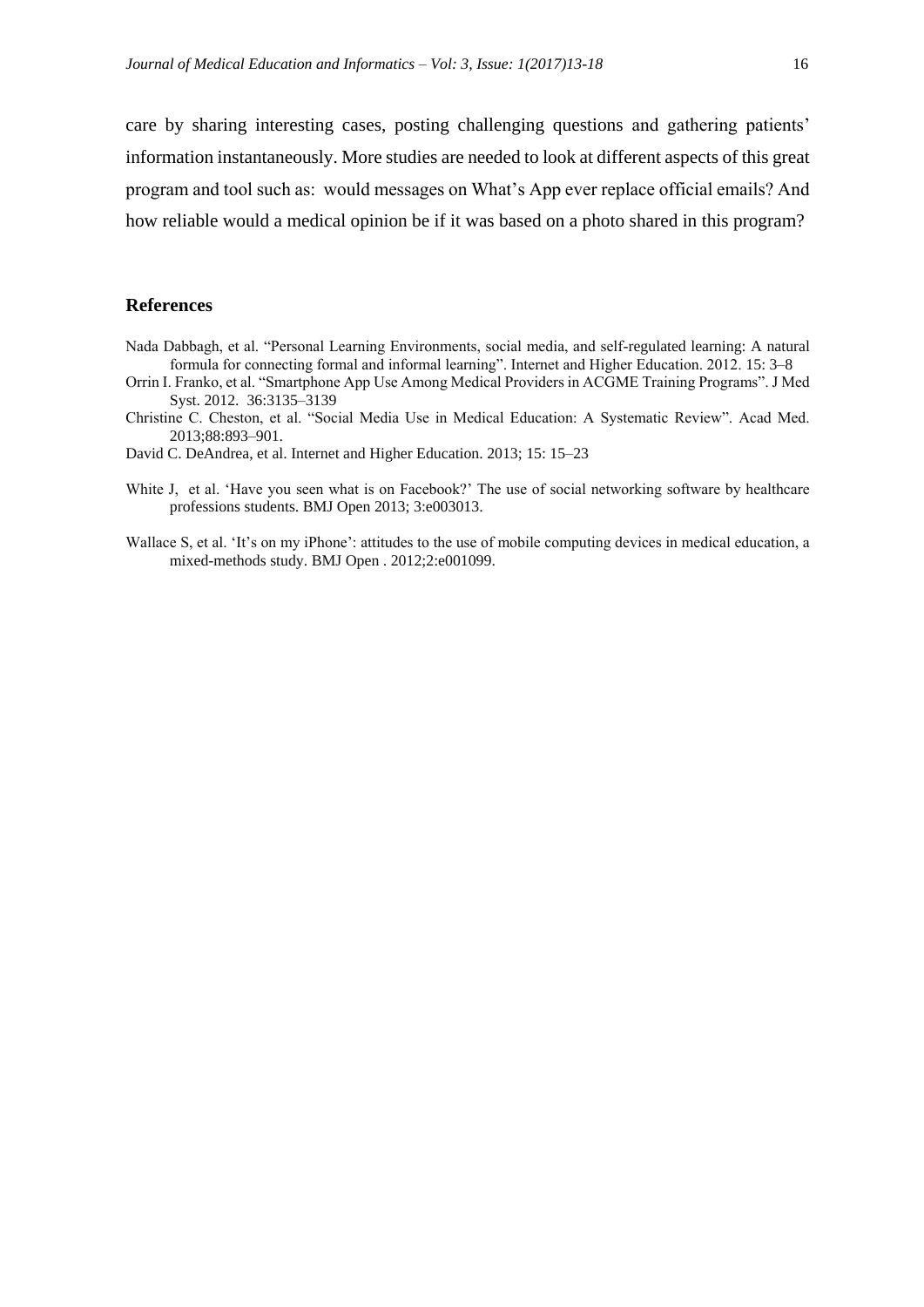care by sharing interesting cases, posting challenging questions and gathering patients' information instantaneously. More studies are needed to look at different aspects of this great program and tool such as: would messages on What's App ever replace official emails? And how reliable would a medical opinion be if it was based on a photo shared in this program?

## References

Nada Dabbagh, et al. "Personal Learning Environments, social media, and self-regulated learning: A natural formula for connecting formal and informal learning". Internet and Higher Education. 2012. 15: 3–8

Orrin I. Franko, et al. "Smartphone App Use Among Medical Providers in ACGME Training Programs". J Med Syst. 2012. 36:3135–3139

Christine C. Cheston, et al. "Social Media Use in Medical Education: A Systematic Review". Acad Med. 2013;88:893–901.

David C. DeAndrea, et al. Internet and Higher Education. 2013; 15: 15–23

White J, et al. 'Have you seen what is on Facebook?' The use of social networking software by healthcare professions students. BMJ Open 2013; 3:e003013.

Wallace S, et al. 'It's on my iPhone': attitudes to the use of mobile computing devices in medical education, a mixed-methods study. BMJ Open . 2012;2:e001099.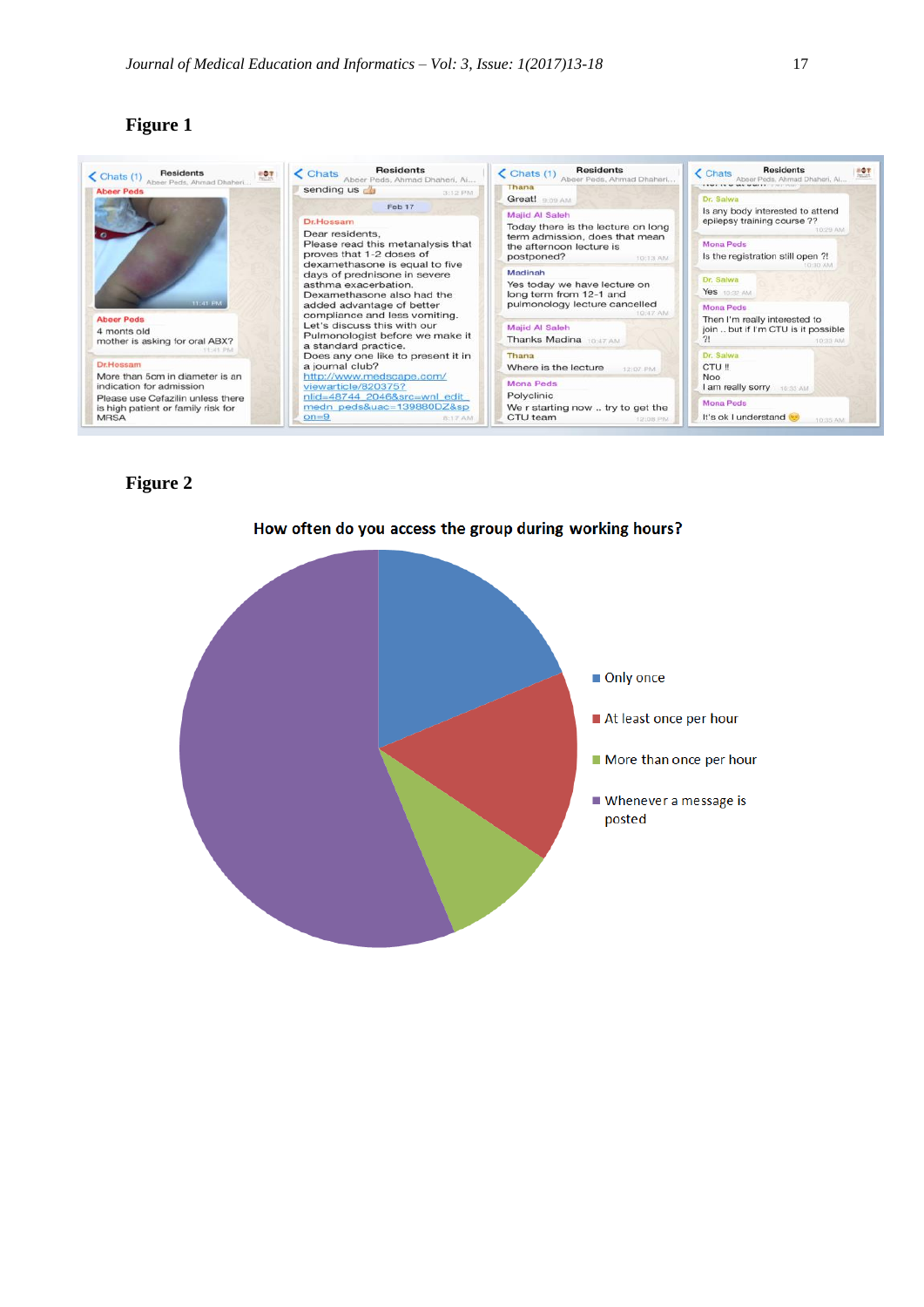**Figure 1**

**Figure 2**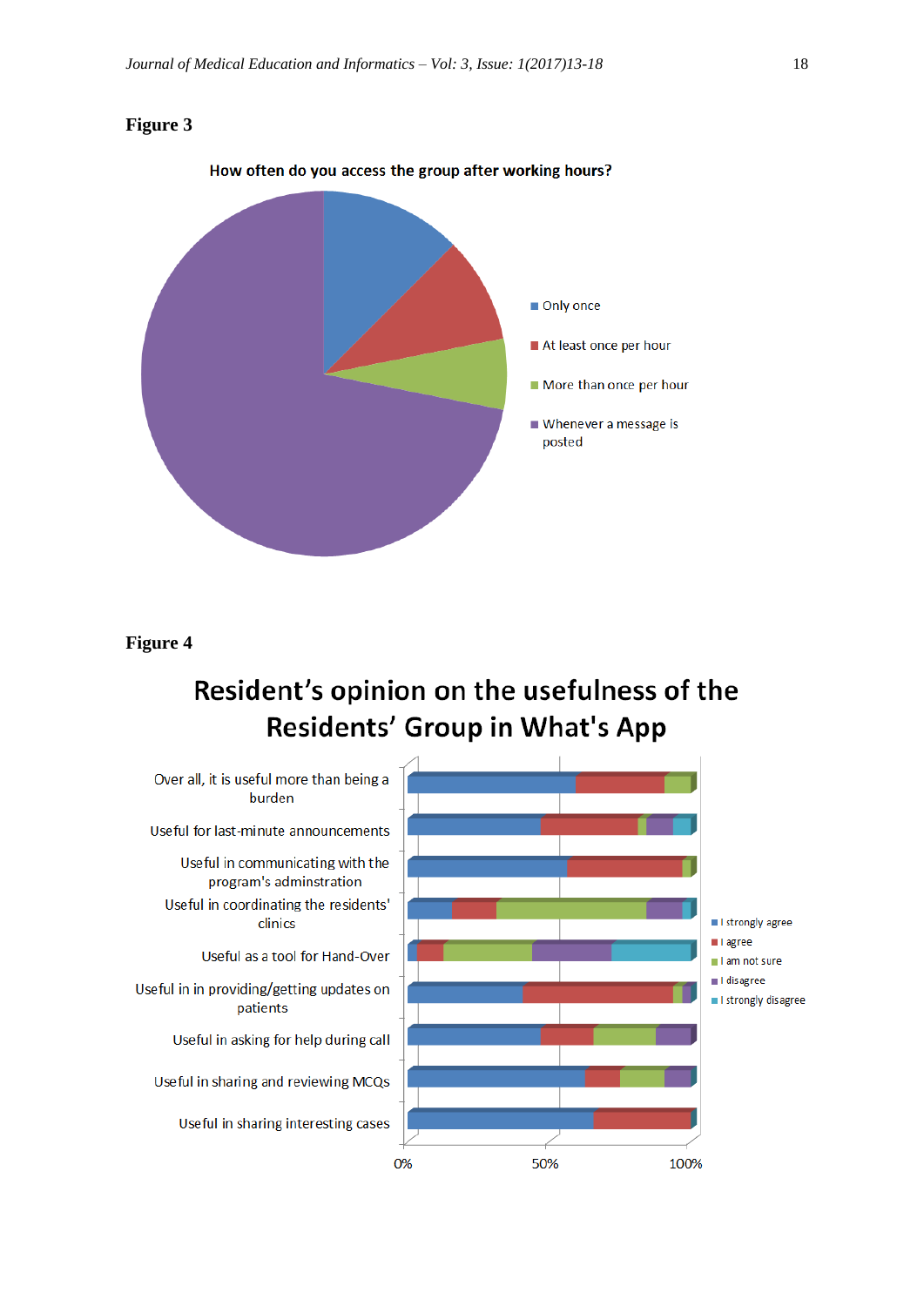**Figure 3**

How often do you access the group after working hours?

Only once

At least once per hour

More than once per hour

Whenever a message is posted

**Figure 4**

Resident's opinion on the usefulness of the Residents' Group in What's App

Over all, it is useful more than being a burden

Useful for last-minute announcements

Useful in communicating with the program's adminstration

Useful in coordinating the residents' clinics

Useful as a tool for Hand-Over

Useful in in providing/getting updates on patients

Useful in asking for help during call

Useful in sharing and reviewing MCQs

Useful in sharing interesting cases

0%

50%

100%

I strongly agree

I agree

I am not sure

I disagree

I strongly disagree